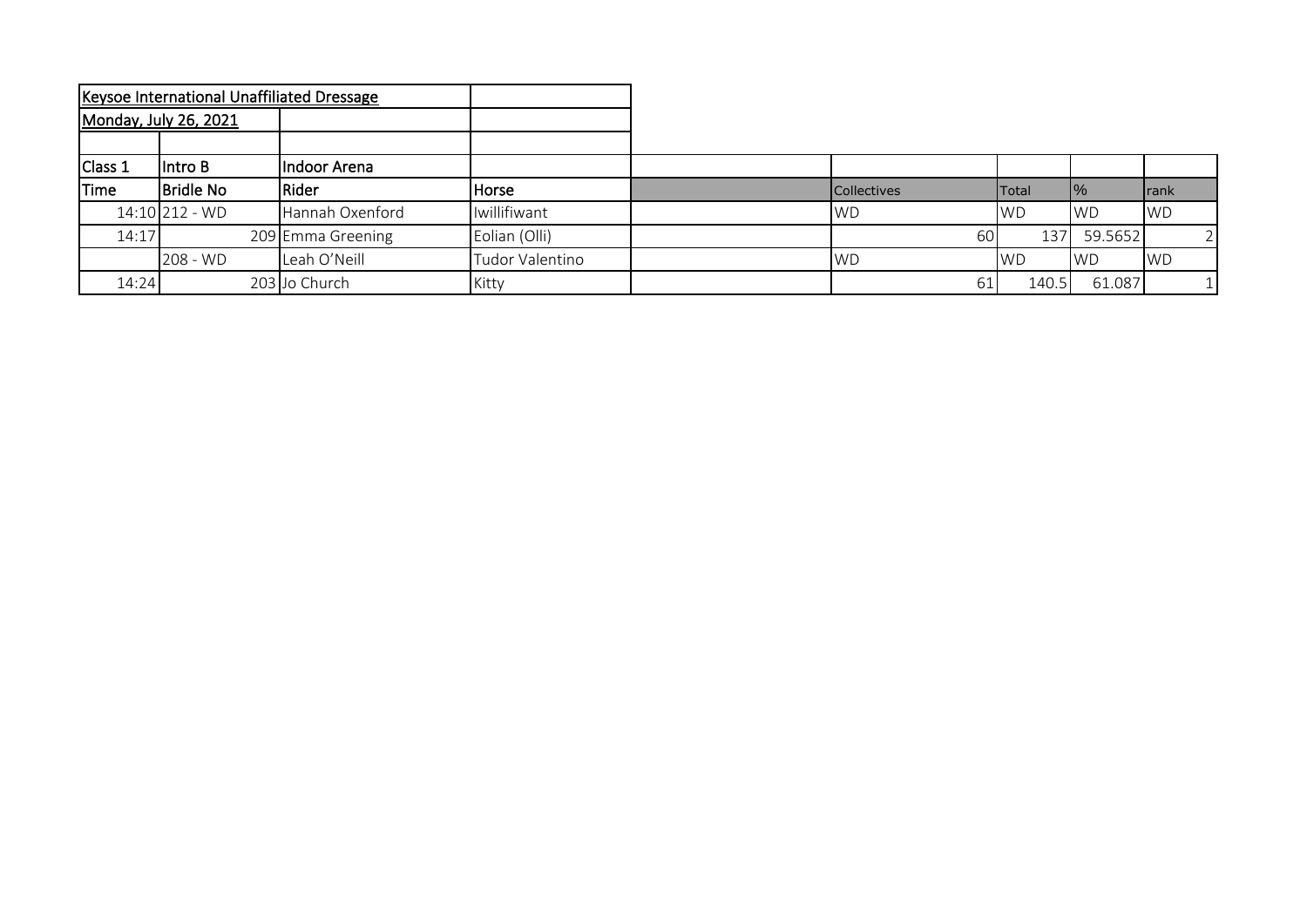| Keysoe International Unaffiliated Dressage | | | | | | | | |
|---|---|---|---|---|---|---|---|---|
| Monday, July 26, 2021 | | | | | | | | |
| | | | | | | | | |
| Class 1 | Intro B | Indoor Arena | | | | | | |
| Time | Bridle No | Rider | Horse | | Collectives | Total | % | rank |
| 14:10 | 212 - WD | Hannah Oxenford | Iwillifiwant | | WD | WD | WD | WD |
| 14:17 | 209 | Emma Greening | Eolian (Olli) | | 60 | 137 | 59.5652 | 2 |
| | 208 - WD | Leah O'Neill | Tudor Valentino | | WD | WD | WD | WD |
| 14:24 | 203 | Jo Church | Kitty | | 61 | 140.5 | 61.087 | 1 |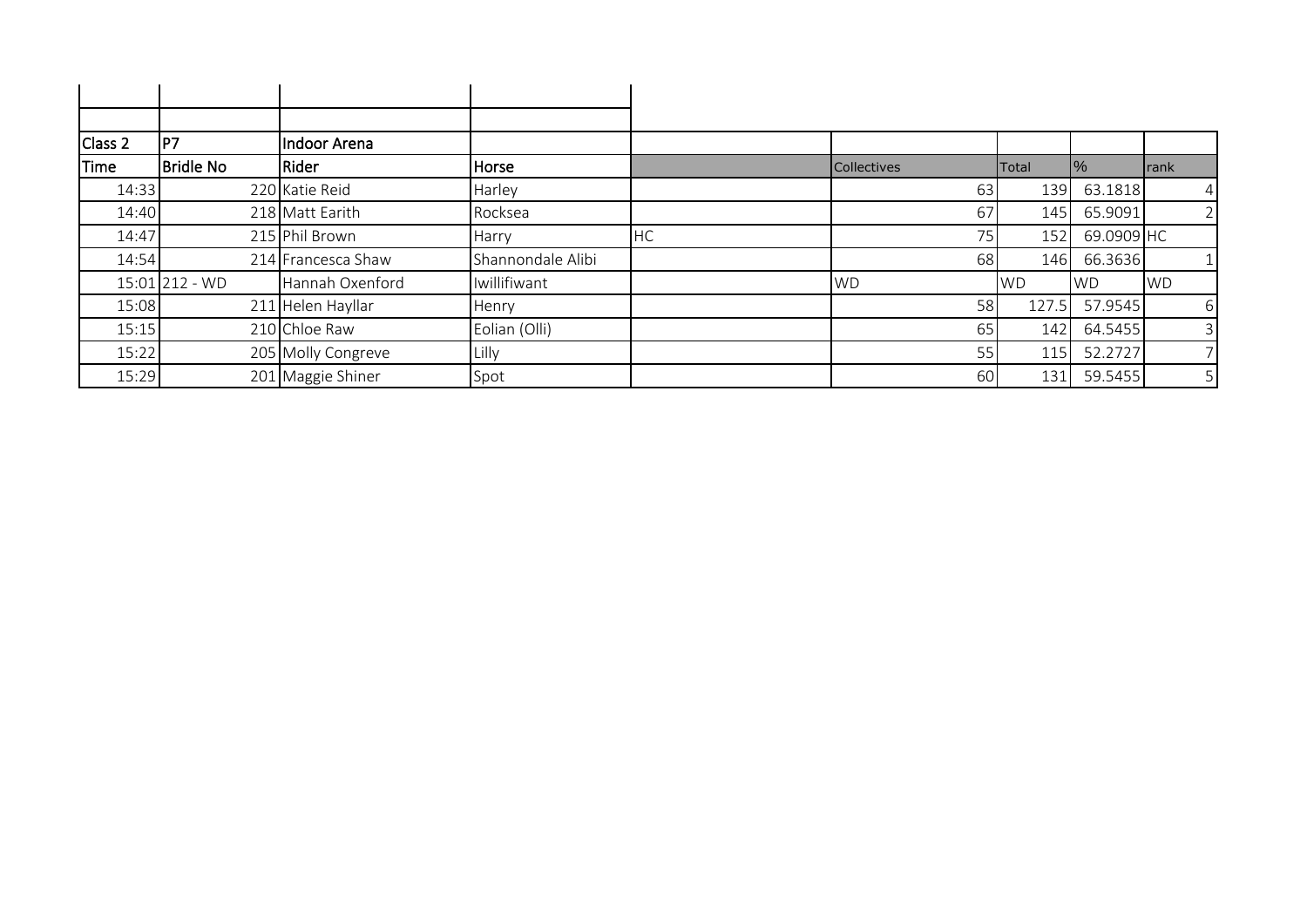| Class 2 | P7 | Indoor Arena | | | | | | |
|---|---|---|---|---|---|---|---|---|
| Time | Bridle No | Rider | Horse | | Collectives | Total | % | rank |
| 14:33 | 220 | Katie Reid | Harley | | 63 | 139 | 63.1818 | 4 |
| 14:40 | 218 | Matt Earith | Rocksea | | 67 | 145 | 65.9091 | 2 |
| 14:47 | 215 | Phil Brown | Harry | HC | 75 | 152 | 69.0909 | HC |
| 14:54 | 214 | Francesca Shaw | Shannondale Alibi | | 68 | 146 | 66.3636 | 1 |
| 15:01 | 212 - WD | Hannah Oxenford | Iwillifiwant | | WD | WD | WD | WD |
| 15:08 | 211 | Helen Hayllar | Henry | | 58 | 127.5 | 57.9545 | 6 |
| 15:15 | 210 | Chloe Raw | Eolian (Olli) | | 65 | 142 | 64.5455 | 3 |
| 15:22 | 205 | Molly Congreve | Lilly | | 55 | 115 | 52.2727 | 7 |
| 15:29 | 201 | Maggie Shiner | Spot | | 60 | 131 | 59.5455 | 5 |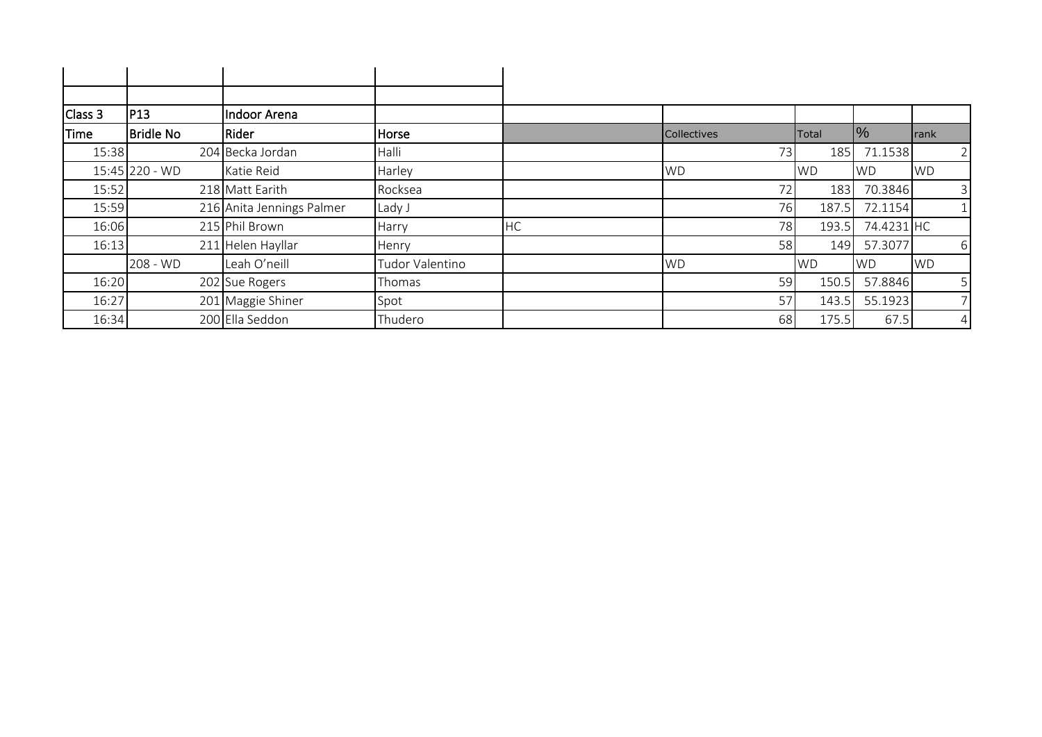| Class 3 | P13 | Indoor Arena | | | | | | |
|---|---|---|---|---|---|---|---|---|
| Time | Bridle No | Rider | Horse | | Collectives | Total | % | rank |
| 15:38 | 204 | Becka Jordan | Halli | | 73 | 185 | 71.1538 | 2 |
| 15:45 | 220 - WD | Katie Reid | Harley | | WD | WD | WD | WD |
| 15:52 | 218 | Matt Earith | Rocksea | | 72 | 183 | 70.3846 | 3 |
| 15:59 | 216 | Anita Jennings Palmer | Lady J | | 76 | 187.5 | 72.1154 | 1 |
| 16:06 | 215 | Phil Brown | Harry | HC | 78 | 193.5 | 74.4231 | HC |
| 16:13 | 211 | Helen Hayllar | Henry | | 58 | 149 | 57.3077 | 6 |
| | 208 - WD | Leah O'neill | Tudor Valentino | | WD | WD | WD | WD |
| 16:20 | 202 | Sue Rogers | Thomas | | 59 | 150.5 | 57.8846 | 5 |
| 16:27 | 201 | Maggie Shiner | Spot | | 57 | 143.5 | 55.1923 | 7 |
| 16:34 | 200 | Ella Seddon | Thudero | | 68 | 175.5 | 67.5 | 4 |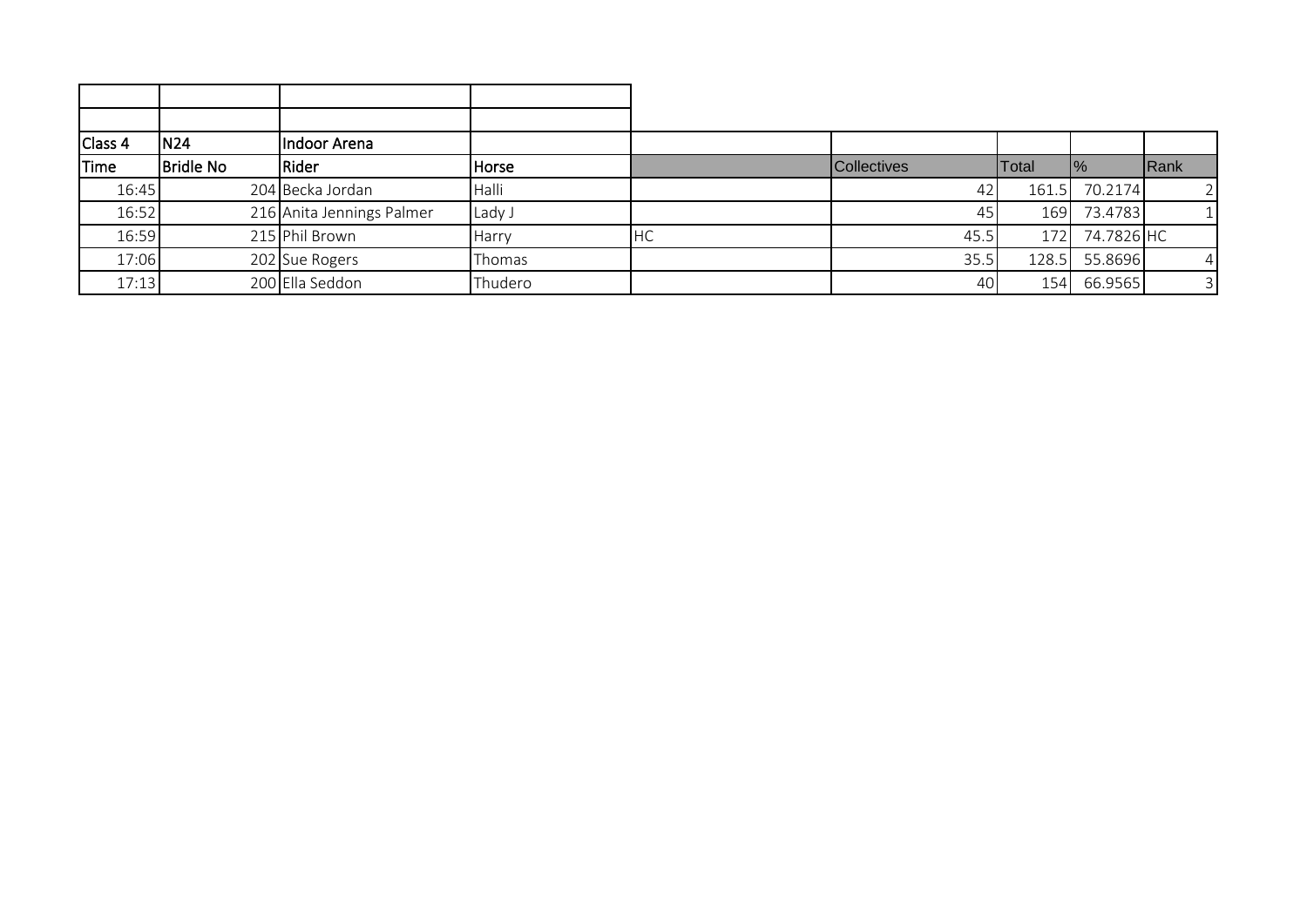| | | | | | | | | |
|---|---|---|---|---|---|---|---|---|
| | | | | | | | | |
| | | | | | | | | |
| Class 4 | N24 | Indoor Arena | | | | | | |
| Time | Bridle No | Rider | Horse | | Collectives | Total | % | Rank |
| 16:45 | 204 | Becka Jordan | Halli | | 42 | 161.5 | 70.2174 | 2 |
| 16:52 | 216 | Anita Jennings Palmer | Lady J | | 45 | 169 | 73.4783 | 1 |
| 16:59 | 215 | Phil Brown | Harry | HC | 45.5 | 172 | 74.7826 | HC |
| 17:06 | 202 | Sue Rogers | Thomas | | 35.5 | 128.5 | 55.8696 | 4 |
| 17:13 | 200 | Ella Seddon | Thudero | | 40 | 154 | 66.9565 | 3 |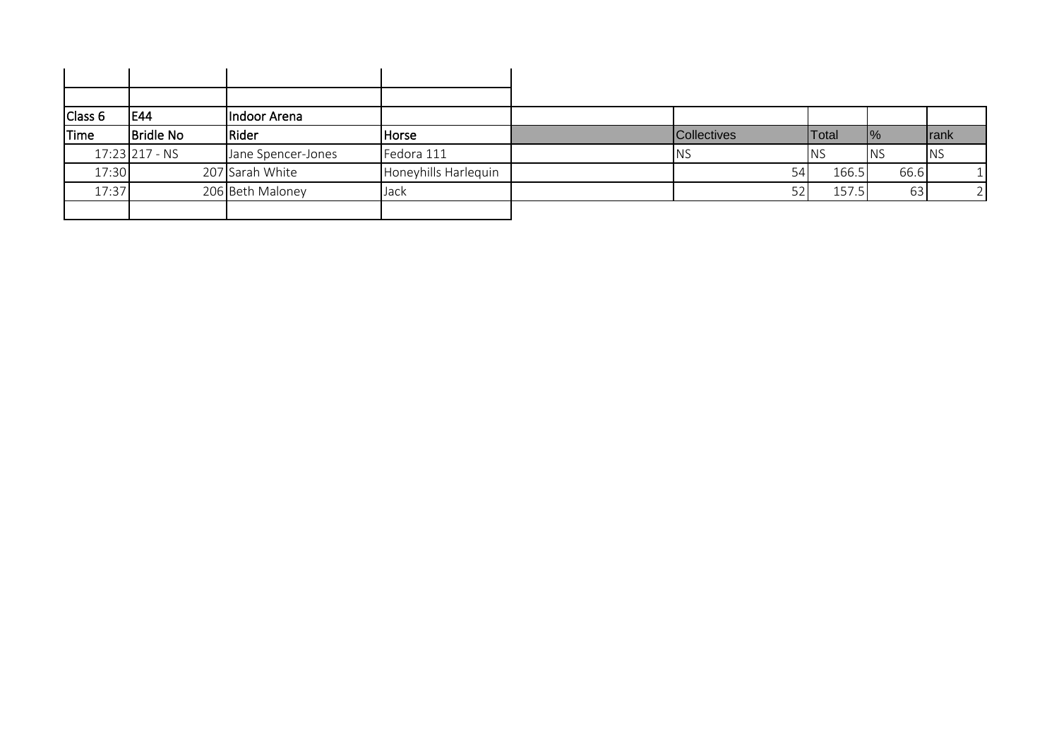| Class 6 | E44 | Indoor Arena | | | | | | |
|---|---|---|---|---|---|---|---|---|
| Time | Bridle No | Rider | Horse | | Collectives | Total | % | rank |
| 17:23 | 217 - NS | Jane Spencer-Jones | Fedora 111 | | NS | NS | NS | NS |
| 17:30 | 207 | Sarah White | Honeyhills Harlequin | | 54 | 166.5 | 66.6 | 1 |
| 17:37 | 206 | Beth Maloney | Jack | | 52 | 157.5 | 63 | 2 |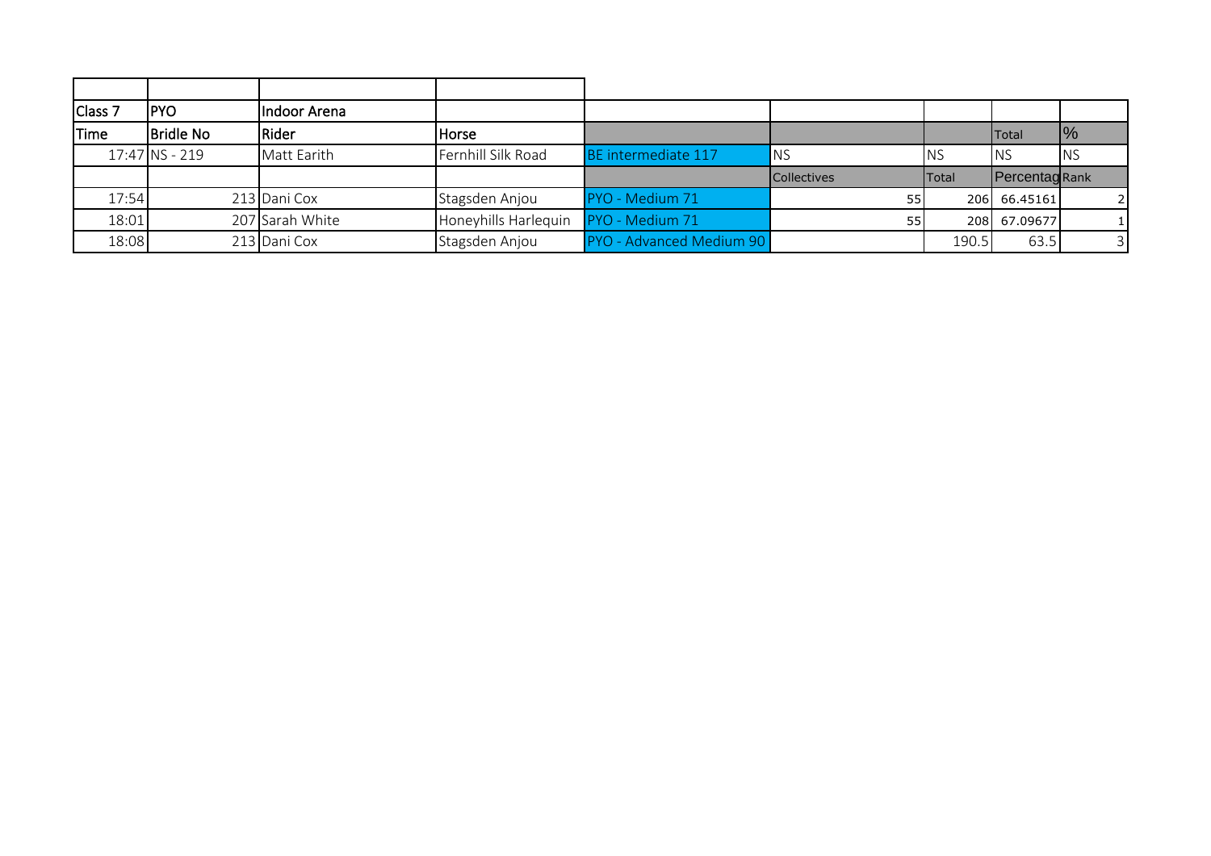| | | | | | | | | |
|---|---|---|---|---|---|---|---|---|
| Class 7 | PYO | Indoor Arena | | | | | | |
| Time | Bridle No | Rider | Horse | | | | Total | % |
| 17:47 | NS - 219 | Matt Earith | Fernhill Silk Road | BE intermediate 117 | NS | NS | NS | NS |
| | | | | | Collectives | Total | Percentag | Rank |
| 17:54 | 213 | Dani Cox | Stagsden Anjou | PYO - Medium 71 | 55 | 206 | 66.45161 | 2 |
| 18:01 | 207 | Sarah White | Honeyhills Harlequin | PYO - Medium 71 | 55 | 208 | 67.09677 | 1 |
| 18:08 | 213 | Dani Cox | Stagsden Anjou | PYO - Advanced Medium 90 | | 190.5 | 63.5 | 3 |